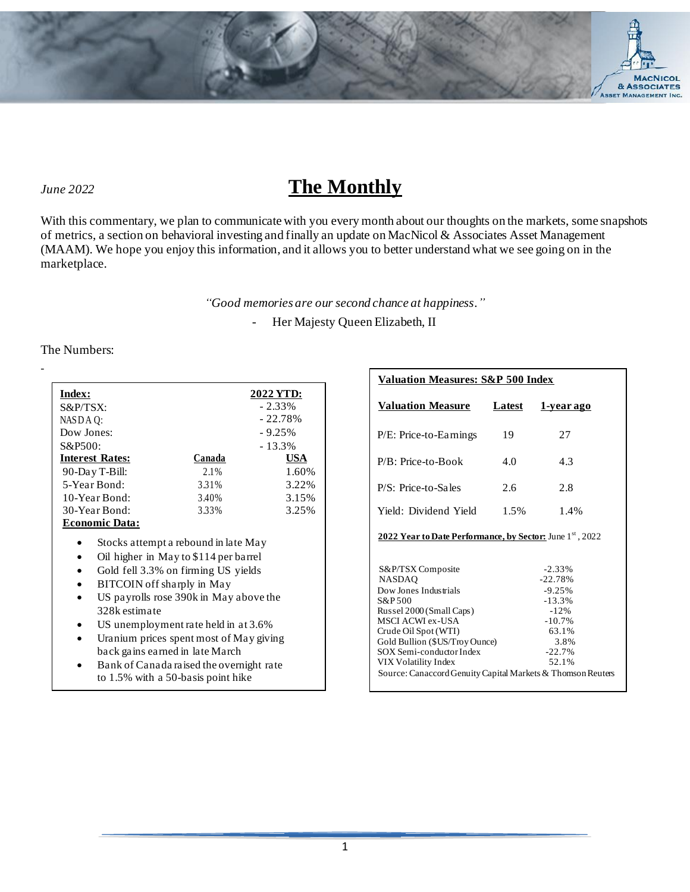*June 2022*

# The Monthly

With this commentary, we plan to communicate with you every month about our thoughts on the markets, some snapshots of metrics, a section on behavioral investing and finally an update on MacNicol & Associates Asset Management (MAAM). We hope you enjoy this information, and it allows you to better understand what we see going on in the marketplace.

*"Good memories are our second chance at happiness."*

- Her Majesty Queen Elizabeth, II

The Numbers:

-

| **Index:** | | **2022 YTD:** |
|---|---|---|
| S&P/TSX: | | - 2.33% |
| NASDAQ: | | - 22.78% |
| Dow Jones: | | - 9.25% |
| S&P500: | | - 13.3% |
| **Interest Rates:** | **Canada** | **USA** |
| 90-Day T-Bill: | 2.1% | 1.60% |
| 5-Year Bond: | 3.31% | 3.22% |
| 10-Year Bond: | 3.40% | 3.15% |
| 30-Year Bond: | 3.33% | 3.25% |

**Economic Data:**

- Stocks attempt a rebound in late May
- Oil higher in May to $114 per barrel
- Gold fell 3.3% on firming US yields
- BITCOIN off sharply in May
- US payrolls rose 390k in May above the 328k estimate
- US unemployment rate held in at 3.6%
- Uranium prices spent most of May giving back gains earned in late March
- Bank of Canada raised the overnight rate to 1.5% with a 50-basis point hike

**Valuation Measures: S&P 500 Index**

| **Valuation Measure** | **Latest** | **1-year ago** |
|---|---|---|
| P/E: Price-to-Earnings | 19 | 27 |
| P/B: Price-to-Book | 4.0 | 4.3 |
| P/S: Price-to-Sales | 2.6 | 2.8 |
| Yield: Dividend Yield | 1.5% | 1.4% |

**2022 Year to Date Performance, by Sector:** June 1st, 2022

| | |
|---|---|
| S&P/TSX Composite | -2.33% |
| NASDAQ | -22.78% |
| Dow Jones Industrials | -9.25% |
| S&P 500 | -13.3% |
| Russel 2000 (Small Caps) | -12% |
| MSCI ACWI ex-USA | -10.7% |
| Crude Oil Spot (WTI) | 63.1% |
| Gold Bullion ($US/Troy Ounce) | 3.8% |
| SOX Semi-conductor Index | -22.7% |
| VIX Volatility Index | 52.1% |

Source: Canaccord Genuity Capital Markets & Thomson Reuters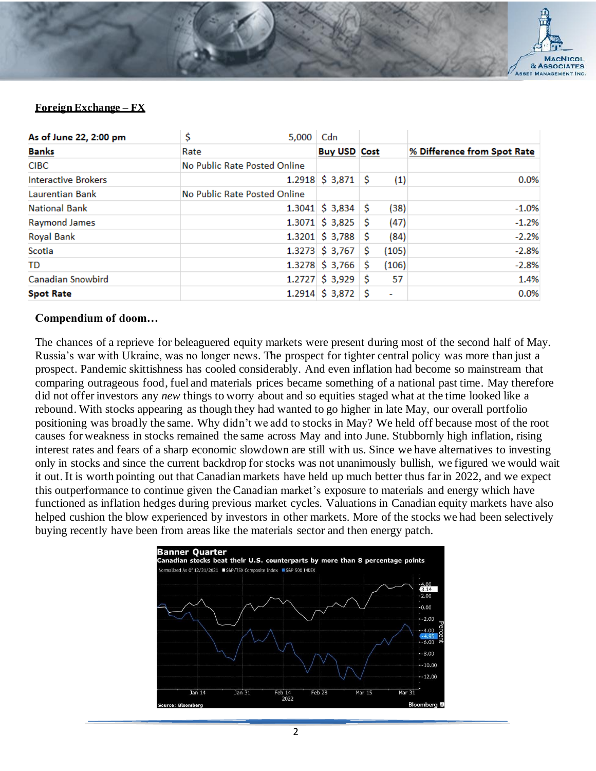## Foreign Exchange – FX

| As of June 22, 2:00 pm | $ 5,000 | Cdn | | |
|---|---|---|---|---|
| **Banks** | Rate | **Buy USD** | **Cost** | **% Difference from Spot Rate** |
| CIBC | No Public Rate Posted Online | | | |
| Interactive Brokers | 1.2918 | $ 3,871 | $ (1) | 0.0% |
| Laurentian Bank | No Public Rate Posted Online | | | |
| National Bank | 1.3041 | $ 3,834 | $ (38) | -1.0% |
| Raymond James | 1.3071 | $ 3,825 | $ (47) | -1.2% |
| Royal Bank | 1.3201 | $ 3,788 | $ (84) | -2.2% |
| Scotia | 1.3273 | $ 3,767 | $ (105) | -2.8% |
| TD | 1.3278 | $ 3,766 | $ (106) | -2.8% |
| Canadian Snowbird | 1.2727 | $ 3,929 | $ 57 | 1.4% |
| **Spot Rate** | 1.2914 | $ 3,872 | $ - | 0.0% |

### Compendium of doom…

The chances of a reprieve for beleaguered equity markets were present during most of the second half of May. Russia's war with Ukraine, was no longer news. The prospect for tighter central policy was more than just a prospect. Pandemic skittishness has cooled considerably. And even inflation had become so mainstream that comparing outrageous food, fuel and materials prices became something of a national past time. May therefore did not offer investors any *new* things to worry about and so equities staged what at the time looked like a rebound. With stocks appearing as though they had wanted to go higher in late May, our overall portfolio positioning was broadly the same. Why didn't we add to stocks in May? We held off because most of the root causes for weakness in stocks remained the same across May and into June. Stubbornly high inflation, rising interest rates and fears of a sharp economic slowdown are still with us. Since we have alternatives to investing only in stocks and since the current backdrop for stocks was not unanimously bullish, we figured we would wait it out. It is worth pointing out that Canadian markets have held up much better thus far in 2022, and we expect this outperformance to continue given the Canadian market's exposure to materials and energy which have functioned as inflation hedges during previous market cycles. Valuations in Canadian equity markets have also helped cushion the blow experienced by investors in other markets. More of the stocks we had been selectively buying recently have been from areas like the materials sector and then energy patch.

Banner Quarter
Canadian stocks beat their U.S. counterparts by more than 8 percentage points
Normalized As Of 12/31/2021 ■ S&P/TSX Composite Index ■ S&P 500 INDEX
4.00
3.14
2.00
0.00
-2.00
-4.00
-4.95
-6.00
-8.00
-10.00
-12.00
Percent
Jan 14 Jan 31 Feb 14 Feb 28 Mar 15 Mar 31
2022
Source: Bloomberg
Bloomberg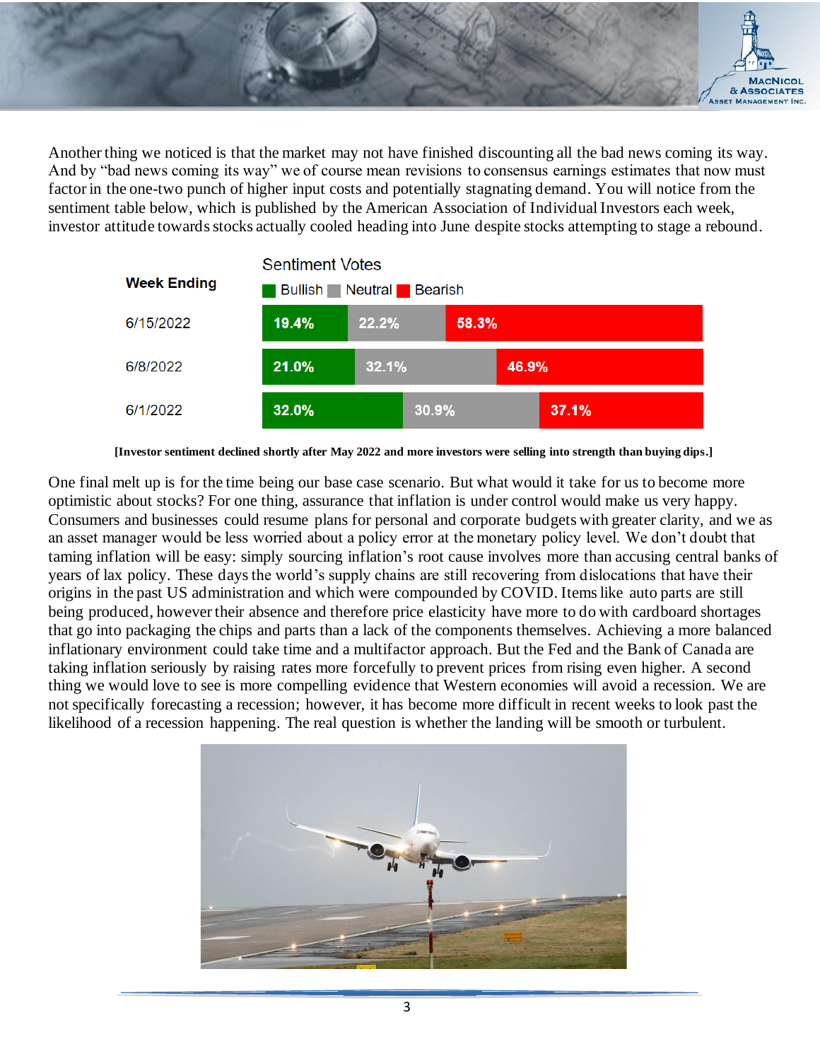Another thing we noticed is that the market may not have finished discounting all the bad news coming its way. And by "bad news coming its way" we of course mean revisions to consensus earnings estimates that now must factor in the one-two punch of higher input costs and potentially stagnating demand. You will notice from the sentiment table below, which is published by the American Association of Individual Investors each week, investor attitude towards stocks actually cooled heading into June despite stocks attempting to stage a rebound.

**Week Ending**

Sentiment Votes

Bullish Neutral Bearish

6/15/2022 19.4% 22.2% 58.3%

6/8/2022 21.0% 32.1% 46.9%

6/1/2022 32.0% 30.9% 37.1%

**[Investor sentiment declined shortly after May 2022 and more investors were selling into strength than buying dips.]**

One final melt up is for the time being our base case scenario. But what would it take for us to become more optimistic about stocks? For one thing, assurance that inflation is under control would make us very happy. Consumers and businesses could resume plans for personal and corporate budgets with greater clarity, and we as an asset manager would be less worried about a policy error at the monetary policy level. We don't doubt that taming inflation will be easy: simply sourcing inflation's root cause involves more than accusing central banks of years of lax policy. These days the world's supply chains are still recovering from dislocations that have their origins in the past US administration and which were compounded by COVID. Items like auto parts are still being produced, however their absence and therefore price elasticity have more to do with cardboard shortages that go into packaging the chips and parts than a lack of the components themselves. Achieving a more balanced inflationary environment could take time and a multifactor approach. But the Fed and the Bank of Canada are taking inflation seriously by raising rates more forcefully to prevent prices from rising even higher. A second thing we would love to see is more compelling evidence that Western economies will avoid a recession. We are not specifically forecasting a recession; however, it has become more difficult in recent weeks to look past the likelihood of a recession happening. The real question is whether the landing will be smooth or turbulent.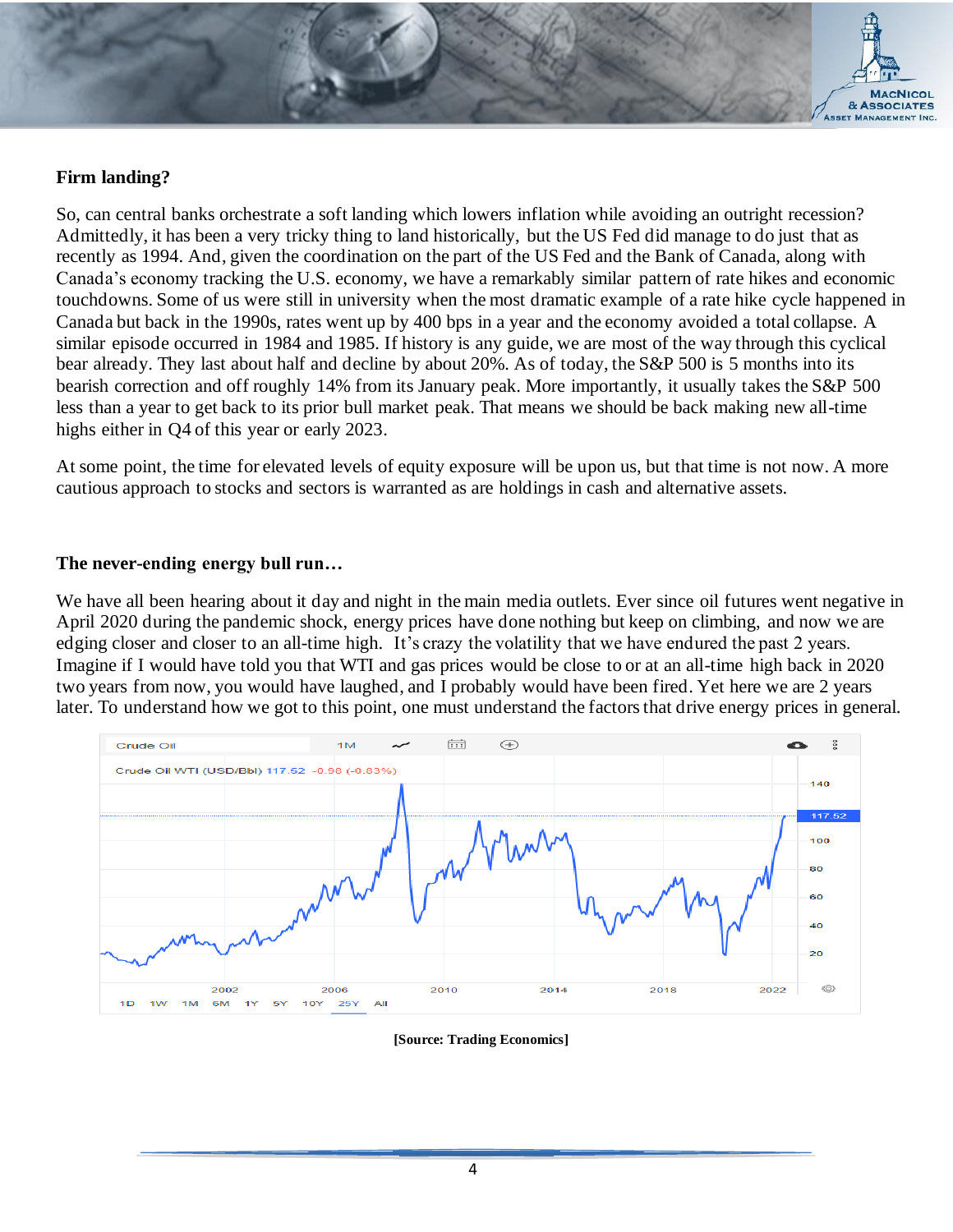**Firm landing?**

So, can central banks orchestrate a soft landing which lowers inflation while avoiding an outright recession? Admittedly, it has been a very tricky thing to land historically, but the US Fed did manage to do just that as recently as 1994. And, given the coordination on the part of the US Fed and the Bank of Canada, along with Canada's economy tracking the U.S. economy, we have a remarkably similar pattern of rate hikes and economic touchdowns. Some of us were still in university when the most dramatic example of a rate hike cycle happened in Canada but back in the 1990s, rates went up by 400 bps in a year and the economy avoided a total collapse. A similar episode occurred in 1984 and 1985. If history is any guide, we are most of the way through this cyclical bear already. They last about half and decline by about 20%. As of today, the S&P 500 is 5 months into its bearish correction and off roughly 14% from its January peak. More importantly, it usually takes the S&P 500 less than a year to get back to its prior bull market peak. That means we should be back making new all-time highs either in Q4 of this year or early 2023.

At some point, the time for elevated levels of equity exposure will be upon us, but that time is not now. A more cautious approach to stocks and sectors is warranted as are holdings in cash and alternative assets.

**The never-ending energy bull run…**

We have all been hearing about it day and night in the main media outlets. Ever since oil futures went negative in April 2020 during the pandemic shock, energy prices have done nothing but keep on climbing, and now we are edging closer and closer to an all-time high. It's crazy the volatility that we have endured the past 2 years. Imagine if I would have told you that WTI and gas prices would be close to or at an all-time high back in 2020 two years from now, you would have laughed, and I probably would have been fired. Yet here we are 2 years later. To understand how we got to this point, one must understand the factors that drive energy prices in general.

Crude Oil 1M

Crude Oil WTI (USD/Bbl) 117.52 -0.98 (-0.83%)

140
117.52
100
80
60
40
20

2002 2006 2010 2014 2018 2022

1D 1W 1M 6M 1Y 5Y 10Y 25Y All

**[Source: Trading Economics]**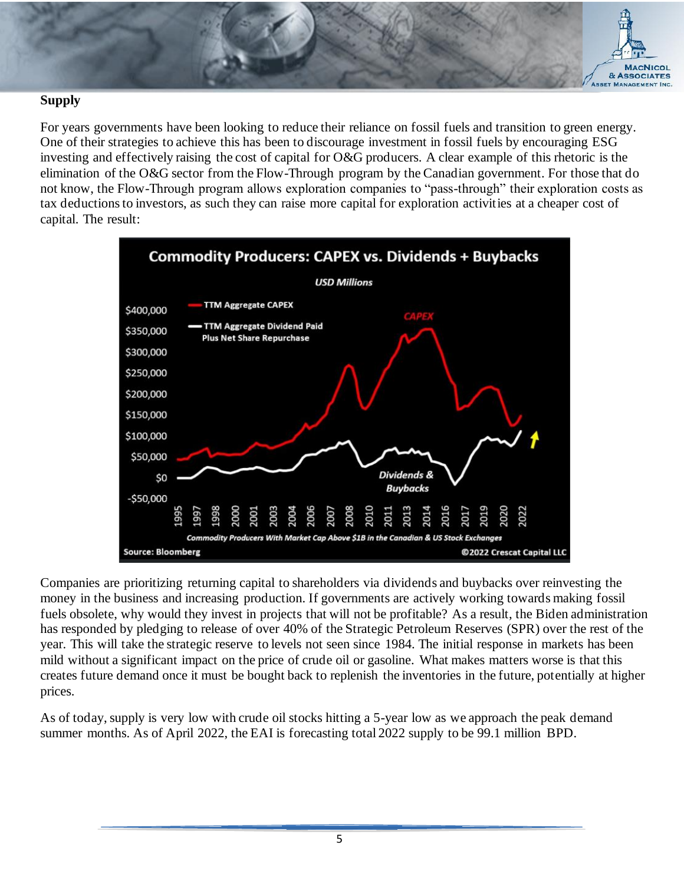**Supply**

For years governments have been looking to reduce their reliance on fossil fuels and transition to green energy. One of their strategies to achieve this has been to discourage investment in fossil fuels by encouraging ESG investing and effectively raising the cost of capital for O&G producers. A clear example of this rhetoric is the elimination of the O&G sector from the Flow-Through program by the Canadian government. For those that do not know, the Flow-Through program allows exploration companies to "pass-through" their exploration costs as tax deductions to investors, as such they can raise more capital for exploration activities at a cheaper cost of capital. The result:

Companies are prioritizing returning capital to shareholders via dividends and buybacks over reinvesting the money in the business and increasing production. If governments are actively working towards making fossil fuels obsolete, why would they invest in projects that will not be profitable? As a result, the Biden administration has responded by pledging to release of over 40% of the Strategic Petroleum Reserves (SPR) over the rest of the year. This will take the strategic reserve to levels not seen since 1984. The initial response in markets has been mild without a significant impact on the price of crude oil or gasoline. What makes matters worse is that this creates future demand once it must be bought back to replenish the inventories in the future, potentially at higher prices.

As of today, supply is very low with crude oil stocks hitting a 5-year low as we approach the peak demand summer months. As of April 2022, the EAI is forecasting total 2022 supply to be 99.1 million BPD.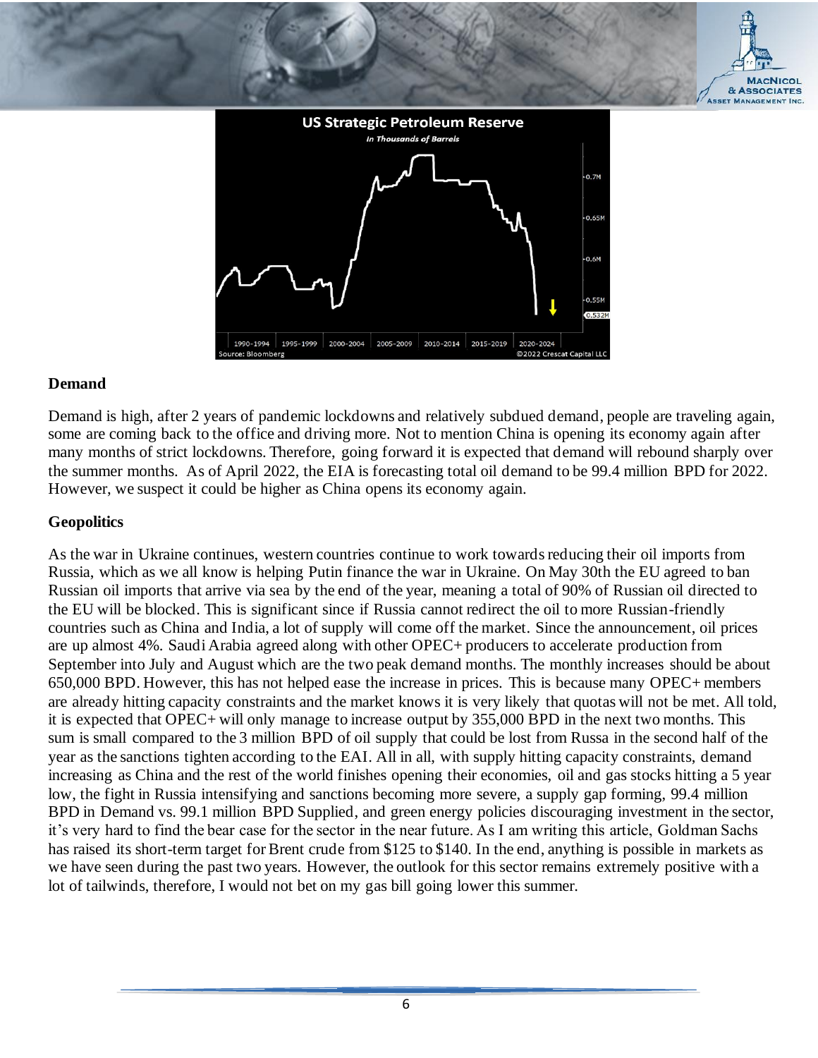US Strategic Petroleum Reserve

*In Thousands of Barrels*

0.7M

0.65M

0.6M

0.55M

0.532M

1990-1994 | 1995-1999 | 2000-2004 | 2005-2009 | 2010-2014 | 2015-2019 | 2020-2024

Source: Bloomberg

©2022 Crescat Capital LLC

### Demand

Demand is high, after 2 years of pandemic lockdowns and relatively subdued demand, people are traveling again, some are coming back to the office and driving more. Not to mention China is opening its economy again after many months of strict lockdowns. Therefore, going forward it is expected that demand will rebound sharply over the summer months. As of April 2022, the EIA is forecasting total oil demand to be 99.4 million BPD for 2022. However, we suspect it could be higher as China opens its economy again.

### Geopolitics

As the war in Ukraine continues, western countries continue to work towards reducing their oil imports from Russia, which as we all know is helping Putin finance the war in Ukraine. On May 30th the EU agreed to ban Russian oil imports that arrive via sea by the end of the year, meaning a total of 90% of Russian oil directed to the EU will be blocked. This is significant since if Russia cannot redirect the oil to more Russian-friendly countries such as China and India, a lot of supply will come off the market. Since the announcement, oil prices are up almost 4%. Saudi Arabia agreed along with other OPEC+ producers to accelerate production from September into July and August which are the two peak demand months. The monthly increases should be about 650,000 BPD. However, this has not helped ease the increase in prices. This is because many OPEC+ members are already hitting capacity constraints and the market knows it is very likely that quotas will not be met. All told, it is expected that OPEC+ will only manage to increase output by 355,000 BPD in the next two months. This sum is small compared to the 3 million BPD of oil supply that could be lost from Russa in the second half of the year as the sanctions tighten according to the EAI. All in all, with supply hitting capacity constraints, demand increasing as China and the rest of the world finishes opening their economies, oil and gas stocks hitting a 5 year low, the fight in Russia intensifying and sanctions becoming more severe, a supply gap forming, 99.4 million BPD in Demand vs. 99.1 million BPD Supplied, and green energy policies discouraging investment in the sector, it's very hard to find the bear case for the sector in the near future. As I am writing this article, Goldman Sachs has raised its short-term target for Brent crude from $125 to $140. In the end, anything is possible in markets as we have seen during the past two years. However, the outlook for this sector remains extremely positive with a lot of tailwinds, therefore, I would not bet on my gas bill going lower this summer.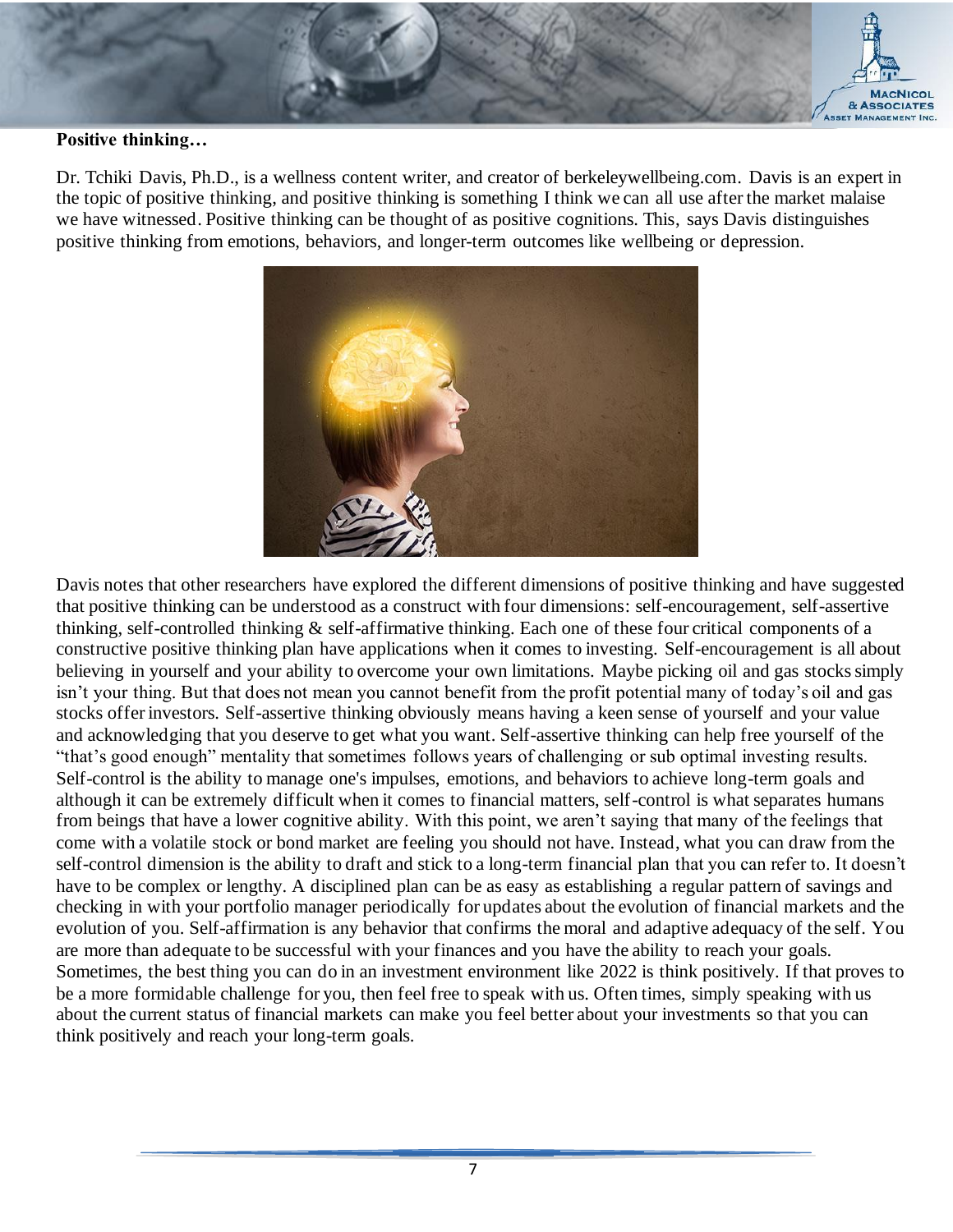**Positive thinking…**

Dr. Tchiki Davis, Ph.D., is a wellness content writer, and creator of berkeleywellbeing.com. Davis is an expert in the topic of positive thinking, and positive thinking is something I think we can all use after the market malaise we have witnessed. Positive thinking can be thought of as positive cognitions. This, says Davis distinguishes positive thinking from emotions, behaviors, and longer-term outcomes like wellbeing or depression.

Davis notes that other researchers have explored the different dimensions of positive thinking and have suggested that positive thinking can be understood as a construct with four dimensions: self-encouragement, self-assertive thinking, self-controlled thinking & self-affirmative thinking. Each one of these four critical components of a constructive positive thinking plan have applications when it comes to investing. Self-encouragement is all about believing in yourself and your ability to overcome your own limitations. Maybe picking oil and gas stocks simply isn't your thing. But that does not mean you cannot benefit from the profit potential many of today's oil and gas stocks offer investors. Self-assertive thinking obviously means having a keen sense of yourself and your value and acknowledging that you deserve to get what you want. Self-assertive thinking can help free yourself of the "that's good enough" mentality that sometimes follows years of challenging or sub optimal investing results. Self-control is the ability to manage one's impulses, emotions, and behaviors to achieve long-term goals and although it can be extremely difficult when it comes to financial matters, self-control is what separates humans from beings that have a lower cognitive ability. With this point, we aren't saying that many of the feelings that come with a volatile stock or bond market are feeling you should not have. Instead, what you can draw from the self-control dimension is the ability to draft and stick to a long-term financial plan that you can refer to. It doesn't have to be complex or lengthy. A disciplined plan can be as easy as establishing a regular pattern of savings and checking in with your portfolio manager periodically for updates about the evolution of financial markets and the evolution of you. Self-affirmation is any behavior that confirms the moral and adaptive adequacy of the self. You are more than adequate to be successful with your finances and you have the ability to reach your goals. Sometimes, the best thing you can do in an investment environment like 2022 is think positively. If that proves to be a more formidable challenge for you, then feel free to speak with us. Often times, simply speaking with us about the current status of financial markets can make you feel better about your investments so that you can think positively and reach your long-term goals.